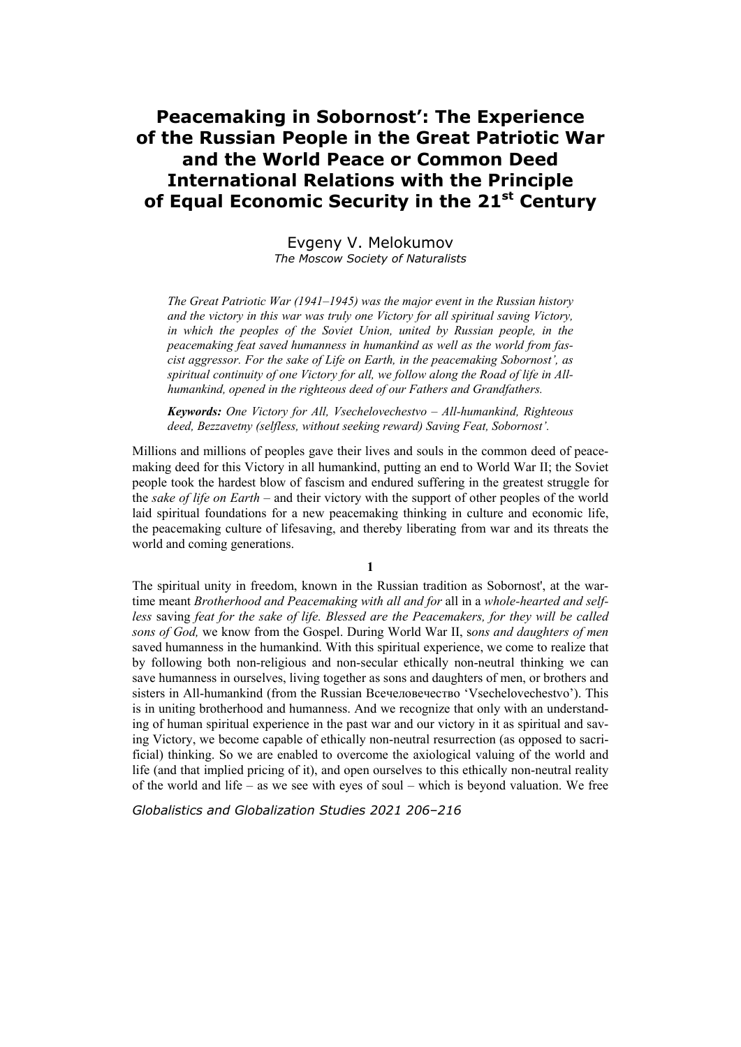# Peacemaking in Sobornost': The Experience of the Russian People in the Great Patriotic War and the World Peace or Common Deed International Relations with the Principle of Equal Economic Security in the 21$^{st}$ Century

Evgeny V. Melokumov

*The Moscow Society of Naturalists*

*The Great Patriotic War (1941–1945) was the major event in the Russian history and the victory in this war was truly one Victory for all spiritual saving Victory, in which the peoples of the Soviet Union, united by Russian people, in the peacemaking feat saved humanness in humankind as well as the world from fascist aggressor. For the sake of Life on Earth, in the peacemaking Sobornost', as spiritual continuity of one Victory for all, we follow along the Road of life in All-humankind, opened in the righteous deed of our Fathers and Grandfathers.*

***Keywords:*** *One Victory for All, Vsechelovechestvo – All-humankind, Righteous deed, Bezzavetny (selfless, without seeking reward) Saving Feat, Sobornost'.*

Millions and millions of peoples gave their lives and souls in the common deed of peacemaking deed for this Victory in all humankind, putting an end to World War II; the Soviet people took the hardest blow of fascism and endured suffering in the greatest struggle for the *sake of life on Earth* – and their victory with the support of other peoples of the world laid spiritual foundations for a new peacemaking thinking in culture and economic life, the peacemaking culture of lifesaving, and thereby liberating from war and its threats the world and coming generations.

## 1

The spiritual unity in freedom, known in the Russian tradition as Sobornost', at the wartime meant *Brotherhood and Peacemaking with all and for* all in a *whole-hearted and selfless* saving *feat for the sake of life. Blessed are the Peacemakers, for they will be called sons of God,* we know from the Gospel. During World War II, s*ons and daughters of men* saved humanness in the humankind. With this spiritual experience, we come to realize that by following both non-religious and non-secular ethically non-neutral thinking we can save humanness in ourselves, living together as sons and daughters of men, or brothers and sisters in All-humankind (from the Russian Всечеловечество 'Vsechelovechestvo'). This is in uniting brotherhood and humanness. And we recognize that only with an understanding of human spiritual experience in the past war and our victory in it as spiritual and saving Victory, we become capable of ethically non-neutral resurrection (as opposed to sacrificial) thinking. So we are enabled to overcome the axiological valuing of the world and life (and that implied pricing of it), and open ourselves to this ethically non-neutral reality of the world and life – as we see with eyes of soul – which is beyond valuation. We free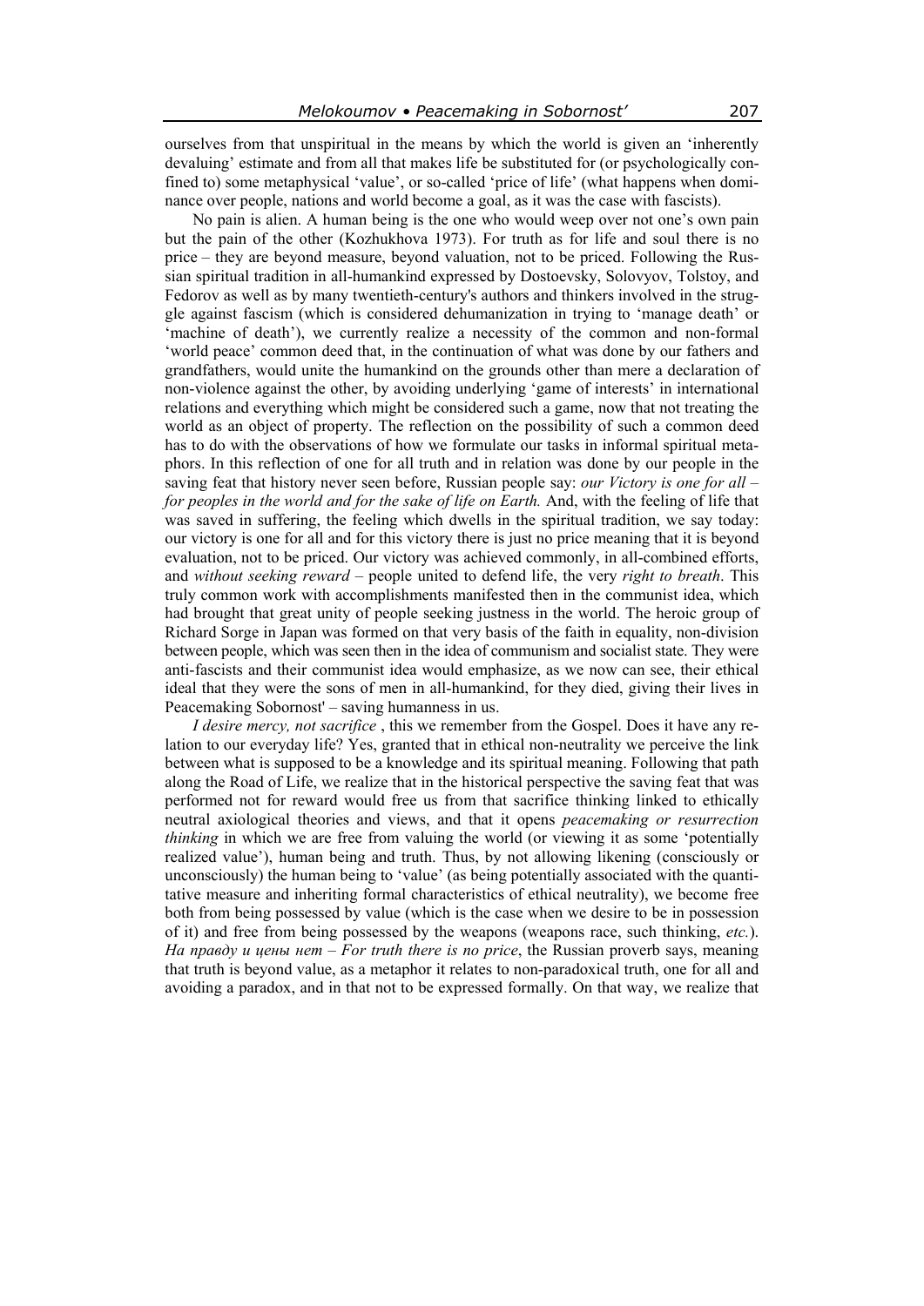ourselves from that unspiritual in the means by which the world is given an 'inherently devaluing' estimate and from all that makes life be substituted for (or psychologically confined to) some metaphysical 'value', or so-called 'price of life' (what happens when dominance over people, nations and world become a goal, as it was the case with fascists).

No pain is alien. A human being is the one who would weep over not one's own pain but the pain of the other (Kozhukhova 1973). For truth as for life and soul there is no price – they are beyond measure, beyond valuation, not to be priced. Following the Russian spiritual tradition in all-humankind expressed by Dostoevsky, Solovyov, Tolstoy, and Fedorov as well as by many twentieth-century's authors and thinkers involved in the struggle against fascism (which is considered dehumanization in trying to 'manage death' or 'machine of death'), we currently realize a necessity of the common and non-formal 'world peace' common deed that, in the continuation of what was done by our fathers and grandfathers, would unite the humankind on the grounds other than mere a declaration of non-violence against the other, by avoiding underlying 'game of interests' in international relations and everything which might be considered such a game, now that not treating the world as an object of property. The reflection on the possibility of such a common deed has to do with the observations of how we formulate our tasks in informal spiritual metaphors. In this reflection of one for all truth and in relation was done by our people in the saving feat that history never seen before, Russian people say: *our Victory is one for all – for peoples in the world and for the sake of life on Earth.* And, with the feeling of life that was saved in suffering, the feeling which dwells in the spiritual tradition, we say today: our victory is one for all and for this victory there is just no price meaning that it is beyond evaluation, not to be priced. Our victory was achieved commonly, in all-combined efforts, and *without seeking reward* – people united to defend life, the very *right to breath*. This truly common work with accomplishments manifested then in the communist idea, which had brought that great unity of people seeking justness in the world. The heroic group of Richard Sorge in Japan was formed on that very basis of the faith in equality, non-division between people, which was seen then in the idea of communism and socialist state. They were anti-fascists and their communist idea would emphasize, as we now can see, their ethical ideal that they were the sons of men in all-humankind, for they died, giving their lives in Peacemaking Sobornost' – saving humanness in us.

*I desire mercy, not sacrifice* , this we remember from the Gospel. Does it have any relation to our everyday life? Yes, granted that in ethical non-neutrality we perceive the link between what is supposed to be a knowledge and its spiritual meaning. Following that path along the Road of Life, we realize that in the historical perspective the saving feat that was performed not for reward would free us from that sacrifice thinking linked to ethically neutral axiological theories and views, and that it opens *peacemaking or resurrection thinking* in which we are free from valuing the world (or viewing it as some 'potentially realized value'), human being and truth. Thus, by not allowing likening (consciously or unconsciously) the human being to 'value' (as being potentially associated with the quantitative measure and inheriting formal characteristics of ethical neutrality), we become free both from being possessed by value (which is the case when we desire to be in possession of it) and free from being possessed by the weapons (weapons race, such thinking, *etc.*). *На правду и цены нет – For truth there is no price*, the Russian proverb says, meaning that truth is beyond value, as a metaphor it relates to non-paradoxical truth, one for all and avoiding a paradox, and in that not to be expressed formally. On that way, we realize that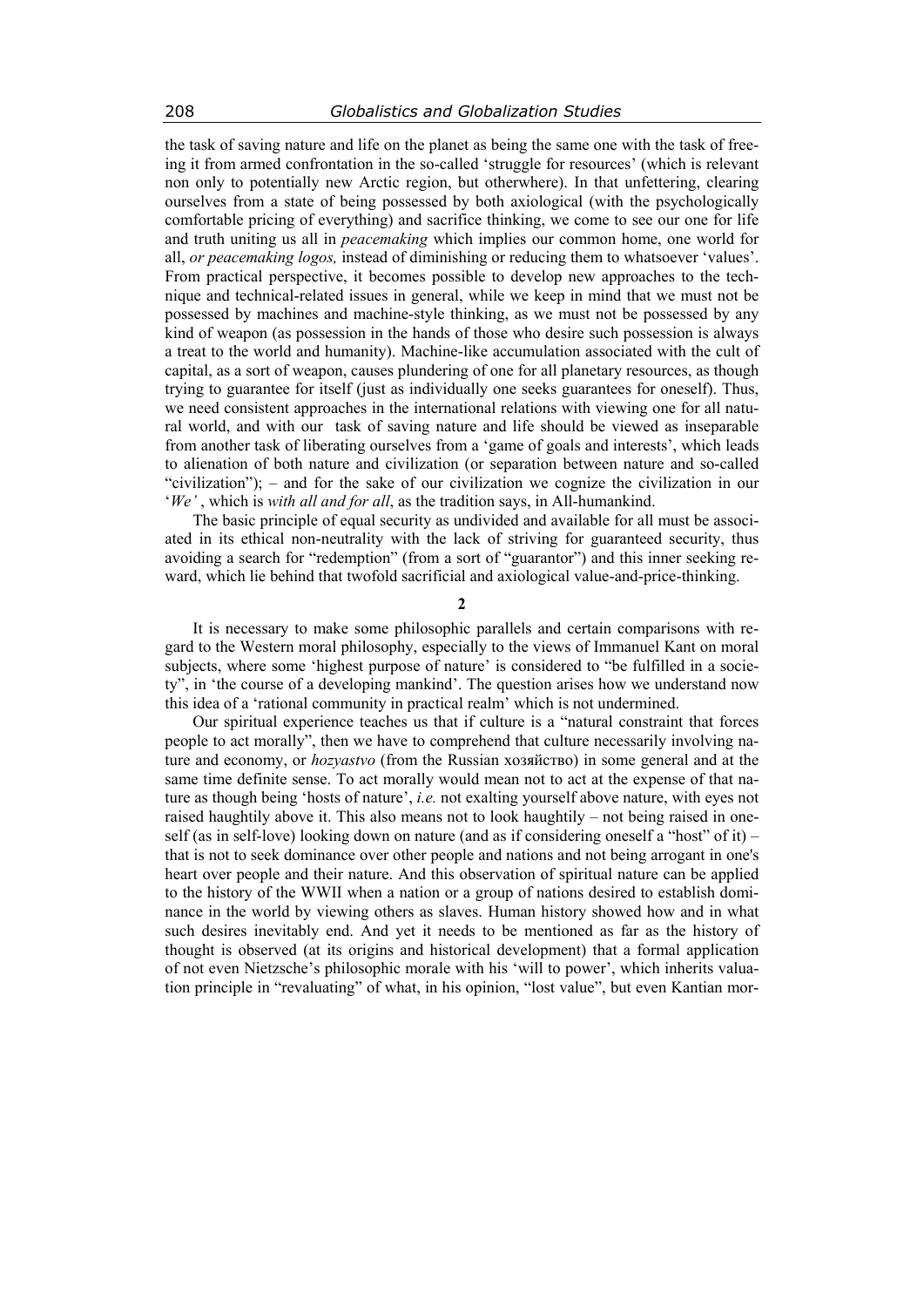the task of saving nature and life on the planet as being the same one with the task of freeing it from armed confrontation in the so-called 'struggle for resources' (which is relevant non only to potentially new Arctic region, but otherwhere). In that unfettering, clearing ourselves from a state of being possessed by both axiological (with the psychologically comfortable pricing of everything) and sacrifice thinking, we come to see our one for life and truth uniting us all in *peacemaking* which implies our common home, one world for all, *or peacemaking logos,* instead of diminishing or reducing them to whatsoever 'values'. From practical perspective, it becomes possible to develop new approaches to the technique and technical-related issues in general, while we keep in mind that we must not be possessed by machines and machine-style thinking, as we must not be possessed by any kind of weapon (as possession in the hands of those who desire such possession is always a treat to the world and humanity). Machine-like accumulation associated with the cult of capital, as a sort of weapon, causes plundering of one for all planetary resources, as though trying to guarantee for itself (just as individually one seeks guarantees for oneself). Thus, we need consistent approaches in the international relations with viewing one for all natural world, and with our task of saving nature and life should be viewed as inseparable from another task of liberating ourselves from a 'game of goals and interests', which leads to alienation of both nature and civilization (or separation between nature and so-called "civilization"); – and for the sake of our civilization we cognize the civilization in our '*We'* , which is *with all and for all*, as the tradition says, in All-humankind.

The basic principle of equal security as undivided and available for all must be associated in its ethical non-neutrality with the lack of striving for guaranteed security, thus avoiding a search for "redemption" (from a sort of "guarantor") and this inner seeking reward, which lie behind that twofold sacrificial and axiological value-and-price-thinking.

## 2

It is necessary to make some philosophic parallels and certain comparisons with regard to the Western moral philosophy, especially to the views of Immanuel Kant on moral subjects, where some 'highest purpose of nature' is considered to "be fulfilled in a society", in 'the course of a developing mankind'. The question arises how we understand now this idea of a 'rational community in practical realm' which is not undermined.

Our spiritual experience teaches us that if culture is a "natural constraint that forces people to act morally", then we have to comprehend that culture necessarily involving nature and economy, or *hozyastvo* (from the Russian хозяйство) in some general and at the same time definite sense. To act morally would mean not to act at the expense of that nature as though being 'hosts of nature', *i.e.* not exalting yourself above nature, with eyes not raised haughtily above it. This also means not to look haughtily – not being raised in oneself (as in self-love) looking down on nature (and as if considering oneself a "host" of it) – that is not to seek dominance over other people and nations and not being arrogant in one's heart over people and their nature. And this observation of spiritual nature can be applied to the history of the WWII when a nation or a group of nations desired to establish dominance in the world by viewing others as slaves. Human history showed how and in what such desires inevitably end. And yet it needs to be mentioned as far as the history of thought is observed (at its origins and historical development) that a formal application of not even Nietzsche's philosophic morale with his 'will to power', which inherits valuation principle in "revaluating" of what, in his opinion, "lost value", but even Kantian mor-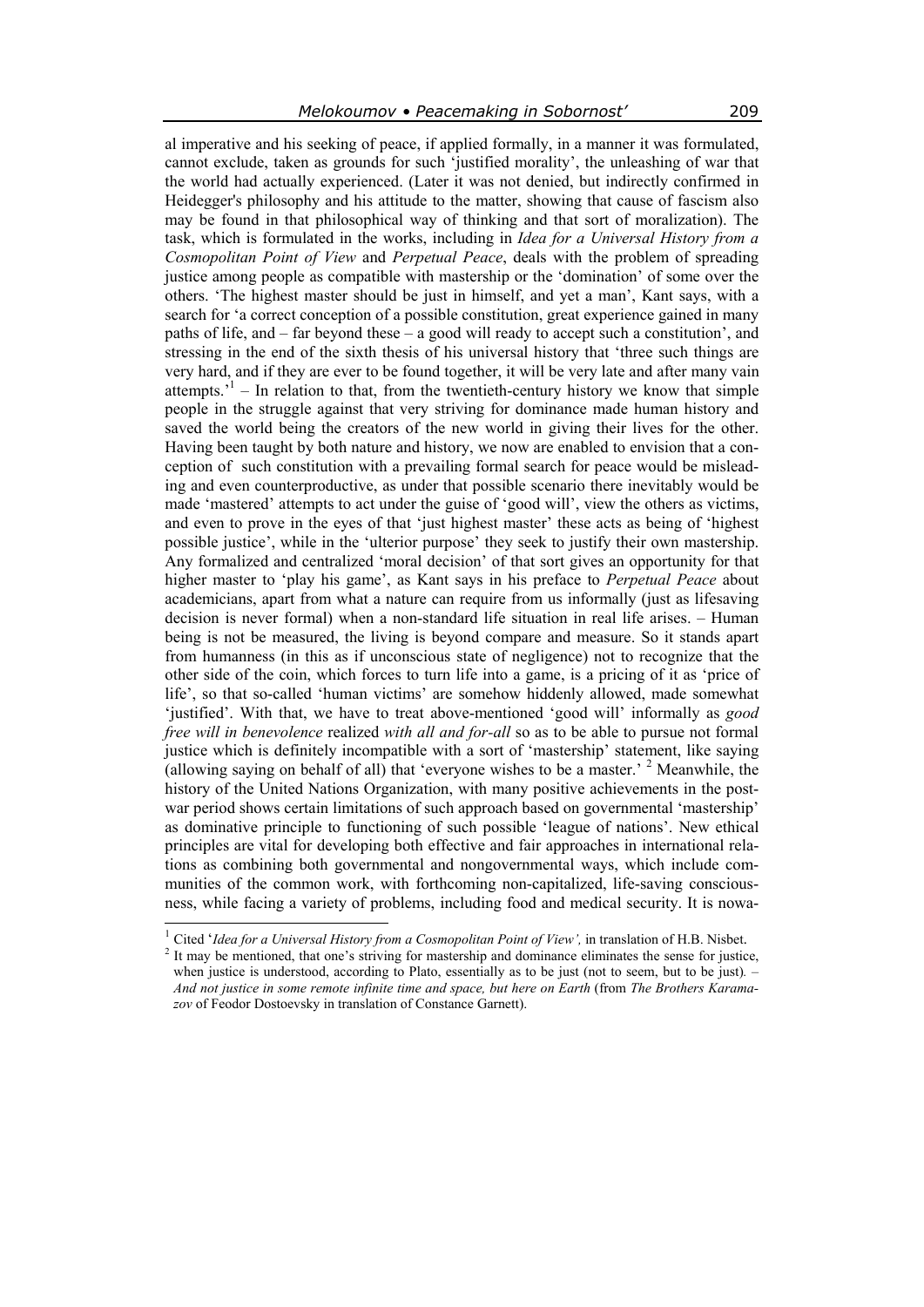al imperative and his seeking of peace, if applied formally, in a manner it was formulated, cannot exclude, taken as grounds for such 'justified morality', the unleashing of war that the world had actually experienced. (Later it was not denied, but indirectly confirmed in Heidegger's philosophy and his attitude to the matter, showing that cause of fascism also may be found in that philosophical way of thinking and that sort of moralization). The task, which is formulated in the works, including in *Idea for a Universal History from a Cosmopolitan Point of View* and *Perpetual Peace*, deals with the problem of spreading justice among people as compatible with mastership or the 'domination' of some over the others. 'The highest master should be just in himself, and yet a man', Kant says, with a search for 'a correct conception of a possible constitution, great experience gained in many paths of life, and – far beyond these – a good will ready to accept such a constitution', and stressing in the end of the sixth thesis of his universal history that 'three such things are very hard, and if they are ever to be found together, it will be very late and after many vain attempts.'[1] – In relation to that, from the twentieth-century history we know that simple people in the struggle against that very striving for dominance made human history and saved the world being the creators of the new world in giving their lives for the other. Having been taught by both nature and history, we now are enabled to envision that a conception of such constitution with a prevailing formal search for peace would be misleading and even counterproductive, as under that possible scenario there inevitably would be made 'mastered' attempts to act under the guise of 'good will', view the others as victims, and even to prove in the eyes of that 'just highest master' these acts as being of 'highest possible justice', while in the 'ulterior purpose' they seek to justify their own mastership. Any formalized and centralized 'moral decision' of that sort gives an opportunity for that higher master to 'play his game', as Kant says in his preface to *Perpetual Peace* about academicians, apart from what a nature can require from us informally (just as lifesaving decision is never formal) when a non-standard life situation in real life arises. – Human being is not be measured, the living is beyond compare and measure. So it stands apart from humanness (in this as if unconscious state of negligence) not to recognize that the other side of the coin, which forces to turn life into a game, is a pricing of it as 'price of life', so that so-called 'human victims' are somehow hiddenly allowed, made somewhat 'justified'. With that, we have to treat above-mentioned 'good will' informally as *good free will in benevolence* realized *with all and for-all* so as to be able to pursue not formal justice which is definitely incompatible with a sort of 'mastership' statement, like saying (allowing saying on behalf of all) that 'everyone wishes to be a master.'[2] Meanwhile, the history of the United Nations Organization, with many positive achievements in the post-war period shows certain limitations of such approach based on governmental 'mastership' as dominative principle to functioning of such possible 'league of nations'. New ethical principles are vital for developing both effective and fair approaches in international relations as combining both governmental and nongovernmental ways, which include communities of the common work, with forthcoming non-capitalized, life-saving consciousness, while facing a variety of problems, including food and medical security. It is nowa-

---

[1] Cited '*Idea for a Universal History from a Cosmopolitan Point of View',* in translation of H.B. Nisbet.

[2] It may be mentioned, that one's striving for mastership and dominance eliminates the sense for justice, when justice is understood, according to Plato, essentially as to be just (not to seem, but to be just). – *And not justice in some remote infinite time and space, but here on Earth* (from *The Brothers Karamazov* of Feodor Dostoevsky in translation of Constance Garnett).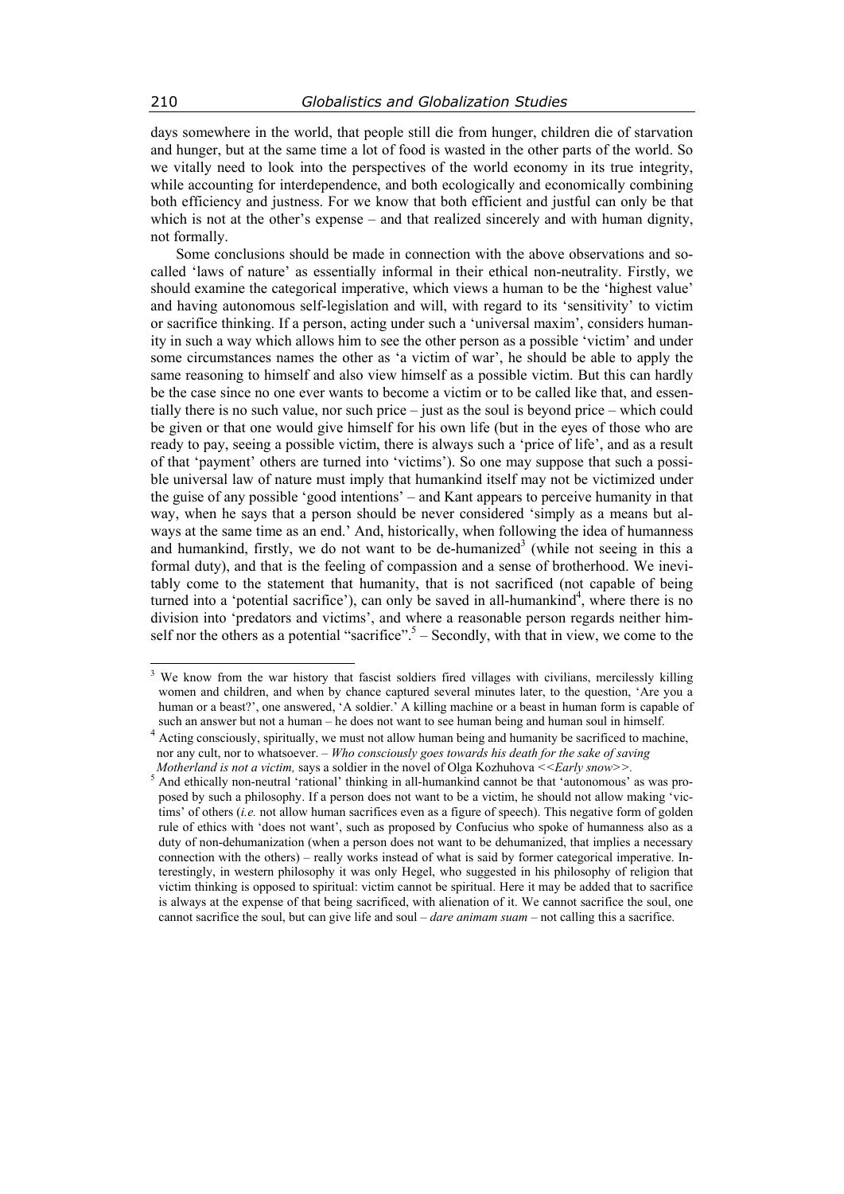days somewhere in the world, that people still die from hunger, children die of starvation and hunger, but at the same time a lot of food is wasted in the other parts of the world. So we vitally need to look into the perspectives of the world economy in its true integrity, while accounting for interdependence, and both ecologically and economically combining both efficiency and justness. For we know that both efficient and justful can only be that which is not at the other's expense – and that realized sincerely and with human dignity, not formally.

Some conclusions should be made in connection with the above observations and so-called 'laws of nature' as essentially informal in their ethical non-neutrality. Firstly, we should examine the categorical imperative, which views a human to be the 'highest value' and having autonomous self-legislation and will, with regard to its 'sensitivity' to victim or sacrifice thinking. If a person, acting under such a 'universal maxim', considers humanity in such a way which allows him to see the other person as a possible 'victim' and under some circumstances names the other as 'a victim of war', he should be able to apply the same reasoning to himself and also view himself as a possible victim. But this can hardly be the case since no one ever wants to become a victim or to be called like that, and essentially there is no such value, nor such price – just as the soul is beyond price – which could be given or that one would give himself for his own life (but in the eyes of those who are ready to pay, seeing a possible victim, there is always such a 'price of life', and as a result of that 'payment' others are turned into 'victims'). So one may suppose that such a possible universal law of nature must imply that humankind itself may not be victimized under the guise of any possible 'good intentions' – and Kant appears to perceive humanity in that way, when he says that a person should be never considered 'simply as a means but always at the same time as an end.' And, historically, when following the idea of humanness and humankind, firstly, we do not want to be de-humanized[3] (while not seeing in this a formal duty), and that is the feeling of compassion and a sense of brotherhood. We inevitably come to the statement that humanity, that is not sacrificed (not capable of being turned into a 'potential sacrifice'), can only be saved in all-humankind[4], where there is no division into 'predators and victims', and where a reasonable person regards neither himself nor the others as a potential "sacrifice".[5] – Secondly, with that in view, we come to the

---

[3] We know from the war history that fascist soldiers fired villages with civilians, mercilessly killing women and children, and when by chance captured several minutes later, to the question, 'Are you a human or a beast?', one answered, 'A soldier.' A killing machine or a beast in human form is capable of such an answer but not a human – he does not want to see human being and human soul in himself.

[4] Acting consciously, spiritually, we must not allow human being and humanity be sacrificed to machine, nor any cult, nor to whatsoever. – *Who consciously goes towards his death for the sake of saving Motherland is not a victim,* says a soldier in the novel of Olga Kozhuhova <<*Early snow*>>.

[5] And ethically non-neutral 'rational' thinking in all-humankind cannot be that 'autonomous' as was proposed by such a philosophy. If a person does not want to be a victim, he should not allow making 'victims' of others (*i.e.* not allow human sacrifices even as a figure of speech). This negative form of golden rule of ethics with 'does not want', such as proposed by Confucius who spoke of humanness also as a duty of non-dehumanization (when a person does not want to be dehumanized, that implies a necessary connection with the others) – really works instead of what is said by former categorical imperative. Interestingly, in western philosophy it was only Hegel, who suggested in his philosophy of religion that victim thinking is opposed to spiritual: victim cannot be spiritual. Here it may be added that to sacrifice is always at the expense of that being sacrificed, with alienation of it. We cannot sacrifice the soul, one cannot sacrifice the soul, but can give life and soul – *dare animam suam* – not calling this a sacrifice.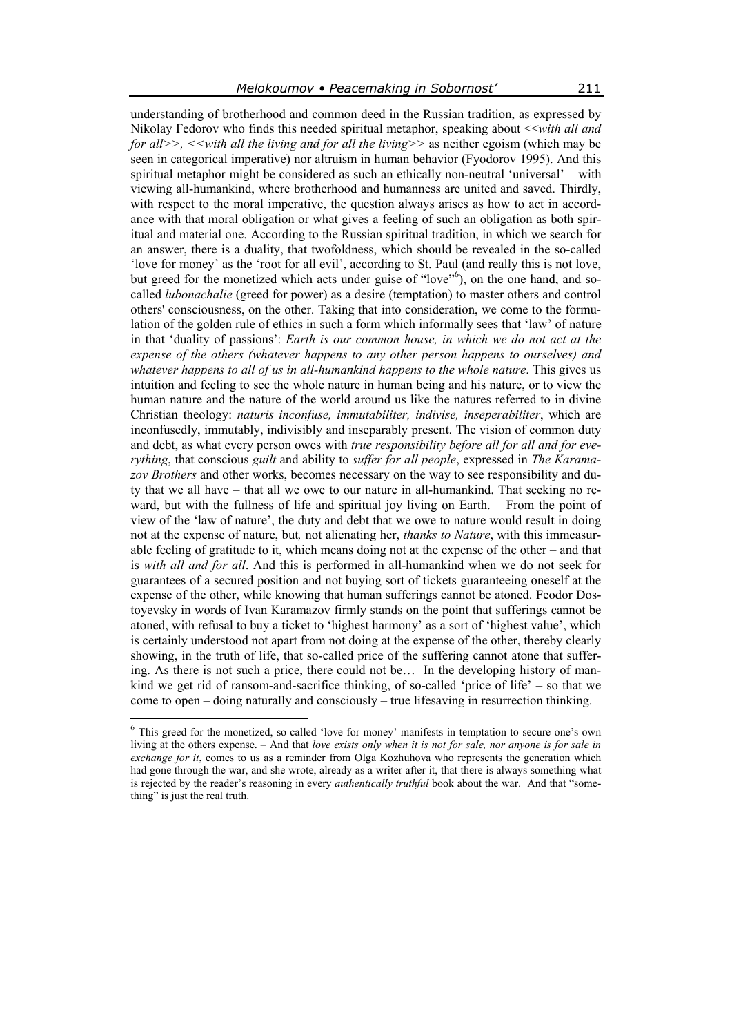understanding of brotherhood and common deed in the Russian tradition, as expressed by Nikolay Fedorov who finds this needed spiritual metaphor, speaking about <<*with all and for all*>>, <<*with all the living and for all the living*>> as neither egoism (which may be seen in categorical imperative) nor altruism in human behavior (Fyodorov 1995). And this spiritual metaphor might be considered as such an ethically non-neutral 'universal' – with viewing all-humankind, where brotherhood and humanness are united and saved. Thirdly, with respect to the moral imperative, the question always arises as how to act in accordance with that moral obligation or what gives a feeling of such an obligation as both spiritual and material one. According to the Russian spiritual tradition, in which we search for an answer, there is a duality, that twofoldness, which should be revealed in the so-called 'love for money' as the 'root for all evil', according to St. Paul (and really this is not love, but greed for the monetized which acts under guise of "love"[6]), on the one hand, and so-called *lubonachalie* (greed for power) as a desire (temptation) to master others and control others' consciousness, on the other. Taking that into consideration, we come to the formulation of the golden rule of ethics in such a form which informally sees that 'law' of nature in that 'duality of passions': *Earth is our common house, in which we do not act at the expense of the others (whatever happens to any other person happens to ourselves) and whatever happens to all of us in all-humankind happens to the whole nature*. This gives us intuition and feeling to see the whole nature in human being and his nature, or to view the human nature and the nature of the world around us like the natures referred to in divine Christian theology: *naturis inconfuse, immutabiliter, indivise, inseperabiliter*, which are inconfusedly, immutably, indivisibly and inseparably present. The vision of common duty and debt, as what every person owes with *true responsibility before all for all and for everything*, that conscious *guilt* and ability to *suffer for all people*, expressed in *The Karamazov Brothers* and other works, becomes necessary on the way to see responsibility and duty that we all have – that all we owe to our nature in all-humankind. That seeking no reward, but with the fullness of life and spiritual joy living on Earth. – From the point of view of the 'law of nature', the duty and debt that we owe to nature would result in doing not at the expense of nature, but, not alienating her, *thanks to Nature*, with this immeasurable feeling of gratitude to it, which means doing not at the expense of the other – and that is *with all and for all*. And this is performed in all-humankind when we do not seek for guarantees of a secured position and not buying sort of tickets guaranteeing oneself at the expense of the other, while knowing that human sufferings cannot be atoned. Feodor Dostoyevsky in words of Ivan Karamazov firmly stands on the point that sufferings cannot be atoned, with refusal to buy a ticket to 'highest harmony' as a sort of 'highest value', which is certainly understood not apart from not doing at the expense of the other, thereby clearly showing, in the truth of life, that so-called price of the suffering cannot atone that suffering. As there is not such a price, there could not be… In the developing history of mankind we get rid of ransom-and-sacrifice thinking, of so-called 'price of life' – so that we come to open – doing naturally and consciously – true lifesaving in resurrection thinking.

---

[6] This greed for the monetized, so called 'love for money' manifests in temptation to secure one's own living at the others expense. – And that *love exists only when it is not for sale, nor anyone is for sale in exchange for it*, comes to us as a reminder from Olga Kozhuhova who represents the generation which had gone through the war, and she wrote, already as a writer after it, that there is always something what is rejected by the reader's reasoning in every *authentically truthful* book about the war. And that "something" is just the real truth.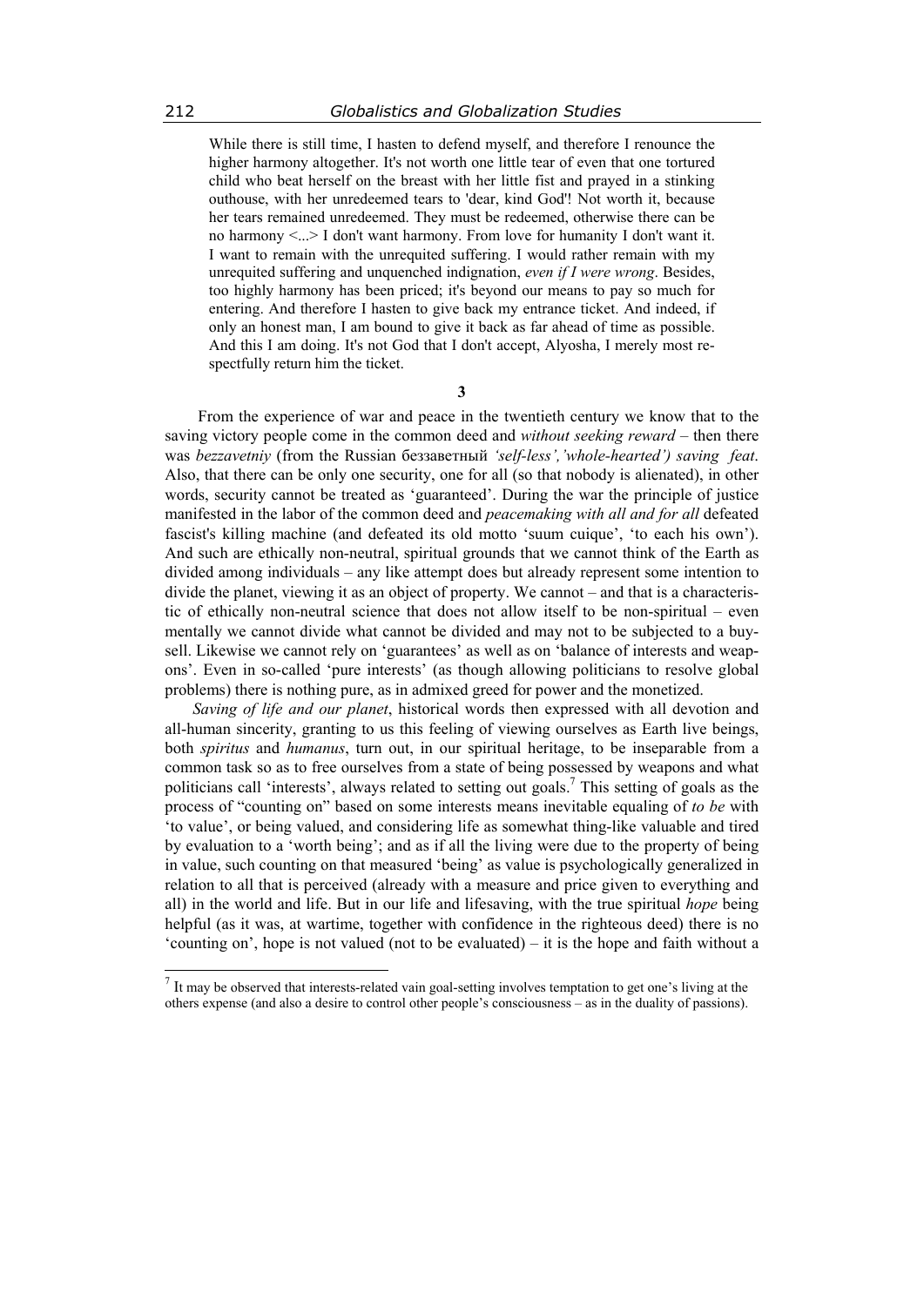> While there is still time, I hasten to defend myself, and therefore I renounce the higher harmony altogether. It's not worth one little tear of even that one tortured child who beat herself on the breast with her little fist and prayed in a stinking outhouse, with her unredeemed tears to 'dear, kind God'! Not worth it, because her tears remained unredeemed. They must be redeemed, otherwise there can be no harmony <...> I don't want harmony. From love for humanity I don't want it. I want to remain with the unrequited suffering. I would rather remain with my unrequited suffering and unquenched indignation, *even if I were wrong*. Besides, too highly harmony has been priced; it's beyond our means to pay so much for entering. And therefore I hasten to give back my entrance ticket. And indeed, if only an honest man, I am bound to give it back as far ahead of time as possible. And this I am doing. It's not God that I don't accept, Alyosha, I merely most respectfully return him the ticket.

## 3

From the experience of war and peace in the twentieth century we know that to the saving victory people come in the common deed and *without seeking reward* – then there was *bezzavetniy* (from the Russian беззаветный *'self-less','whole-hearted') saving feat*. Also, that there can be only one security, one for all (so that nobody is alienated), in other words, security cannot be treated as 'guaranteed'. During the war the principle of justice manifested in the labor of the common deed and *peacemaking with all and for all* defeated fascist's killing machine (and defeated its old motto 'suum cuique', 'to each his own'). And such are ethically non-neutral, spiritual grounds that we cannot think of the Earth as divided among individuals – any like attempt does but already represent some intention to divide the planet, viewing it as an object of property. We cannot – and that is a characteristic of ethically non-neutral science that does not allow itself to be non-spiritual – even mentally we cannot divide what cannot be divided and may not to be subjected to a buy-sell. Likewise we cannot rely on 'guarantees' as well as on 'balance of interests and weapons'. Even in so-called 'pure interests' (as though allowing politicians to resolve global problems) there is nothing pure, as in admixed greed for power and the monetized.

*Saving of life and our planet*, historical words then expressed with all devotion and all-human sincerity, granting to us this feeling of viewing ourselves as Earth live beings, both *spiritus* and *humanus*, turn out, in our spiritual heritage, to be inseparable from a common task so as to free ourselves from a state of being possessed by weapons and what politicians call 'interests', always related to setting out goals.[7] This setting of goals as the process of "counting on" based on some interests means inevitable equaling of *to be* with 'to value', or being valued, and considering life as somewhat thing-like valuable and tired by evaluation to a 'worth being'; and as if all the living were due to the property of being in value, such counting on that measured 'being' as value is psychologically generalized in relation to all that is perceived (already with a measure and price given to everything and all) in the world and life. But in our life and lifesaving, with the true spiritual *hope* being helpful (as it was, at wartime, together with confidence in the righteous deed) there is no 'counting on', hope is not valued (not to be evaluated) – it is the hope and faith without a

---

[7] It may be observed that interests-related vain goal-setting involves temptation to get one's living at the others expense (and also a desire to control other people's consciousness – as in the duality of passions).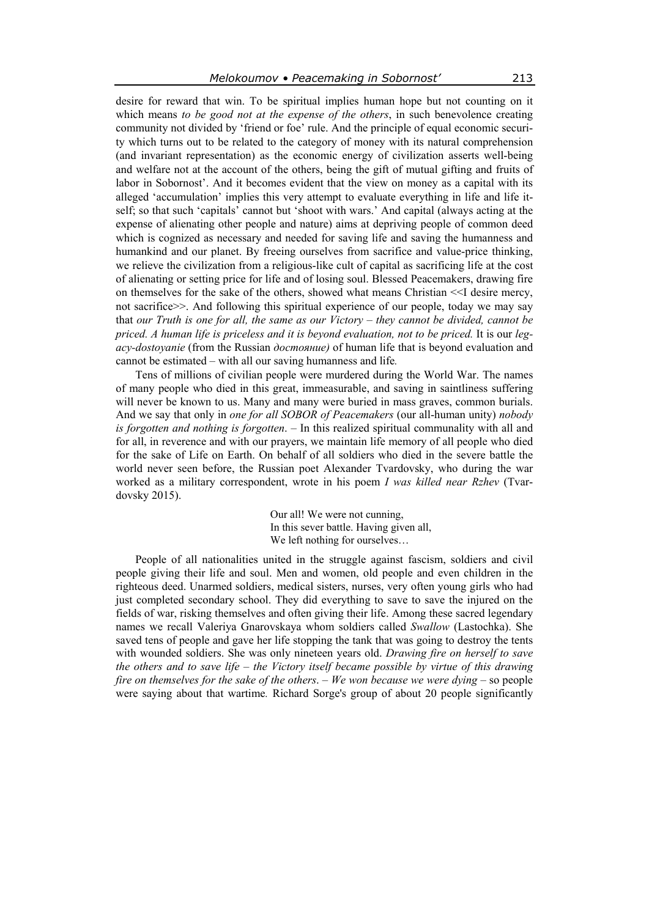desire for reward that win. To be spiritual implies human hope but not counting on it which means *to be good not at the expense of the others*, in such benevolence creating community not divided by 'friend or foe' rule. And the principle of equal economic security which turns out to be related to the category of money with its natural comprehension (and invariant representation) as the economic energy of civilization asserts well-being and welfare not at the account of the others, being the gift of mutual gifting and fruits of labor in Sobornost'. And it becomes evident that the view on money as a capital with its alleged 'accumulation' implies this very attempt to evaluate everything in life and life itself; so that such 'capitals' cannot but 'shoot with wars.' And capital (always acting at the expense of alienating other people and nature) aims at depriving people of common deed which is cognized as necessary and needed for saving life and saving the humanness and humankind and our planet. By freeing ourselves from sacrifice and value-price thinking, we relieve the civilization from a religious-like cult of capital as sacrificing life at the cost of alienating or setting price for life and of losing soul. Blessed Peacemakers, drawing fire on themselves for the sake of the others, showed what means Christian <<I desire mercy, not sacrifice>>. And following this spiritual experience of our people, today we may say that *our Truth is one for all, the same as our Victory – they cannot be divided, cannot be priced. A human life is priceless and it is beyond evaluation, not to be priced.* It is our *legacy-dostoyanie* (from the Russian *достояние)* of human life that is beyond evaluation and cannot be estimated – with all our saving humanness and life*.*

Tens of millions of civilian people were murdered during the World War. The names of many people who died in this great, immeasurable, and saving in saintliness suffering will never be known to us. Many and many were buried in mass graves, common burials. And we say that only in *one for all SOBOR of Peacemakers* (our all-human unity) *nobody is forgotten and nothing is forgotten*. – In this realized spiritual communality with all and for all, in reverence and with our prayers, we maintain life memory of all people who died for the sake of Life on Earth. On behalf of all soldiers who died in the severe battle the world never seen before, the Russian poet Alexander Tvardovsky, who during the war worked as a military correspondent, wrote in his poem *I was killed near Rzhev* (Tvardovsky 2015).

> Our all! We were not cunning,
> In this sever battle. Having given all,
> We left nothing for ourselves…

People of all nationalities united in the struggle against fascism, soldiers and civil people giving their life and soul. Men and women, old people and even children in the righteous deed. Unarmed soldiers, medical sisters, nurses, very often young girls who had just completed secondary school. They did everything to save to save the injured on the fields of war, risking themselves and often giving their life. Among these sacred legendary names we recall Valeriya Gnarovskaya whom soldiers called *Swallow* (Lastochka). She saved tens of people and gave her life stopping the tank that was going to destroy the tents with wounded soldiers. She was only nineteen years old. *Drawing fire on herself to save the others and to save life – the Victory itself became possible by virtue of this drawing fire on themselves for the sake of the others*. – *We won because we were dying* – so people were saying about that wartime*.* Richard Sorge's group of about 20 people significantly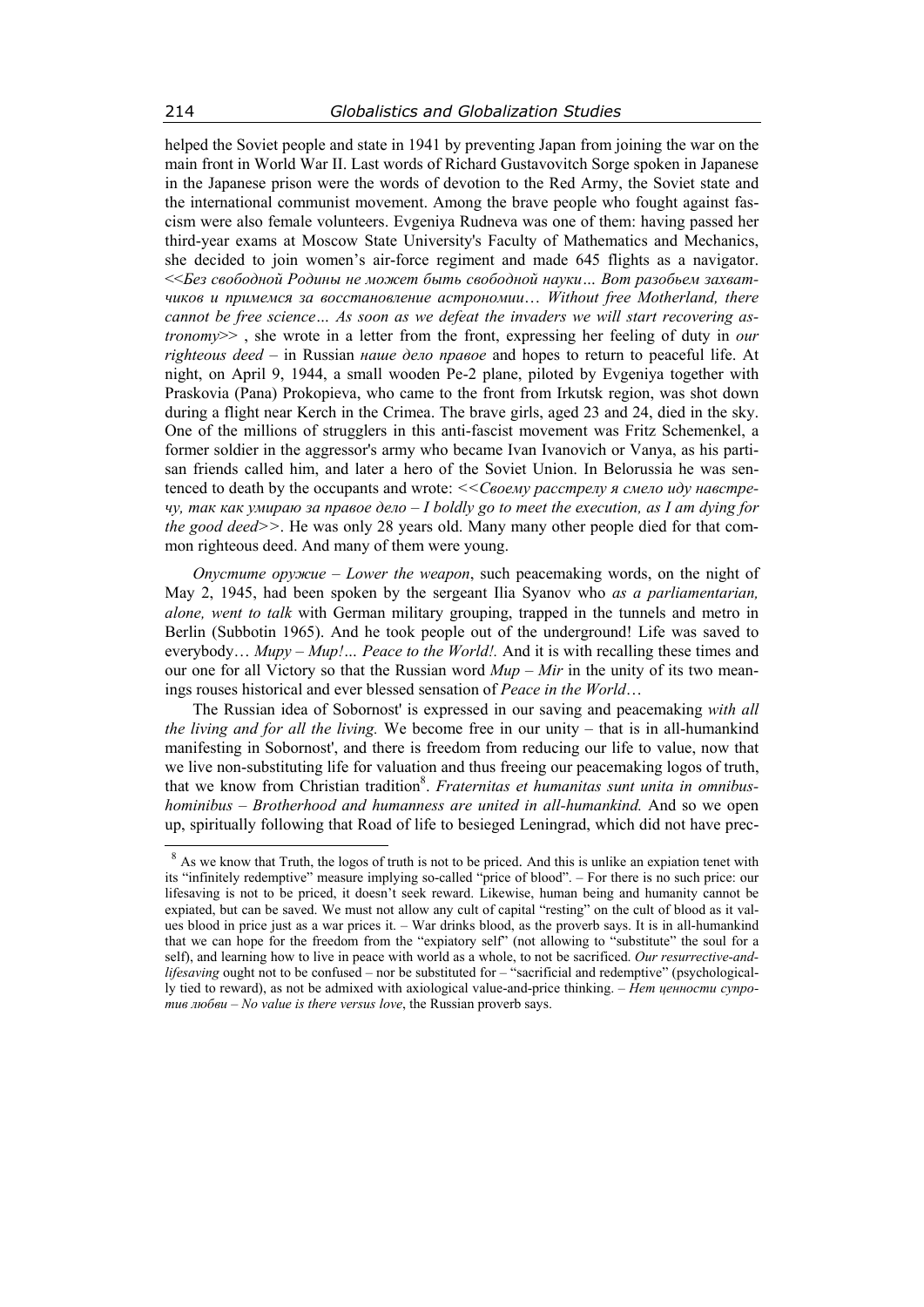helped the Soviet people and state in 1941 by preventing Japan from joining the war on the main front in World War II. Last words of Richard Gustavovitch Sorge spoken in Japanese in the Japanese prison were the words of devotion to the Red Army, the Soviet state and the international communist movement. Among the brave people who fought against fascism were also female volunteers. Evgeniya Rudneva was one of them: having passed her third-year exams at Moscow State University's Faculty of Mathematics and Mechanics, she decided to join women's air-force regiment and made 645 flights as a navigator. <<*Без свободной Родины не может быть свободной науки… Вот разобьем захватчиков и примемся за восстановление астрономии… Without free Motherland, there cannot be free science… As soon as we defeat the invaders we will start recovering astronomy*>> , she wrote in a letter from the front, expressing her feeling of duty in *our righteous deed* – in Russian *наше дело правое* and hopes to return to peaceful life. At night, on April 9, 1944, a small wooden Pe-2 plane, piloted by Evgeniya together with Praskovia (Pana) Prokopieva, who came to the front from Irkutsk region, was shot down during a flight near Kerch in the Crimea. The brave girls, aged 23 and 24, died in the sky. One of the millions of strugglers in this anti-fascist movement was Fritz Schemenkel, a former soldier in the aggressor's army who became Ivan Ivanovich or Vanya, as his partisan friends called him, and later a hero of the Soviet Union. In Belorussia he was sentenced to death by the occupants and wrote: <<*Своему расстрелу я смело иду навстречу, так как умираю за правое дело – I boldly go to meet the execution, as I am dying for the good deed*>>. He was only 28 years old. Many many other people died for that common righteous deed. And many of them were young.

*Опустите оружие – Lower the weapon*, such peacemaking words, on the night of May 2, 1945, had been spoken by the sergeant Ilia Syanov who *as a parliamentarian, alone, went to talk* with German military grouping, trapped in the tunnels and metro in Berlin (Subbotin 1965). And he took people out of the underground! Life was saved to everybody… *Миру – Мир!… Peace to the World!.* And it is with recalling these times and our one for all Victory so that the Russian word *Мир – Mir* in the unity of its two meanings rouses historical and ever blessed sensation of *Peace in the World*…

The Russian idea of Sobornost' is expressed in our saving and peacemaking *with all the living and for all the living.* We become free in our unity – that is in all-humankind manifesting in Sobornost', and there is freedom from reducing our life to value, now that we live non-substituting life for valuation and thus freeing our peacemaking logos of truth, that we know from Christian tradition[8]. *Fraternitas et humanitas sunt unita in omnibus-hominibus – Brotherhood and humanness are united in all-humankind.* And so we open up, spiritually following that Road of life to besieged Leningrad, which did not have prec-

[8] As we know that Truth, the logos of truth is not to be priced. And this is unlike an expiation tenet with its "infinitely redemptive" measure implying so-called "price of blood". – For there is no such price: our lifesaving is not to be priced, it doesn't seek reward. Likewise, human being and humanity cannot be expiated, but can be saved. We must not allow any cult of capital "resting" on the cult of blood as it values blood in price just as a war prices it. – War drinks blood, as the proverb says. It is in all-humankind that we can hope for the freedom from the "expiatory self" (not allowing to "substitute" the soul for a self), and learning how to live in peace with world as a whole, to not be sacrificed. *Our resurrective-and-lifesaving* ought not to be confused – nor be substituted for – "sacrificial and redemptive" (psychologically tied to reward), as not be admixed with axiological value-and-price thinking. – *Нет ценности супротив любви – No value is there versus love*, the Russian proverb says.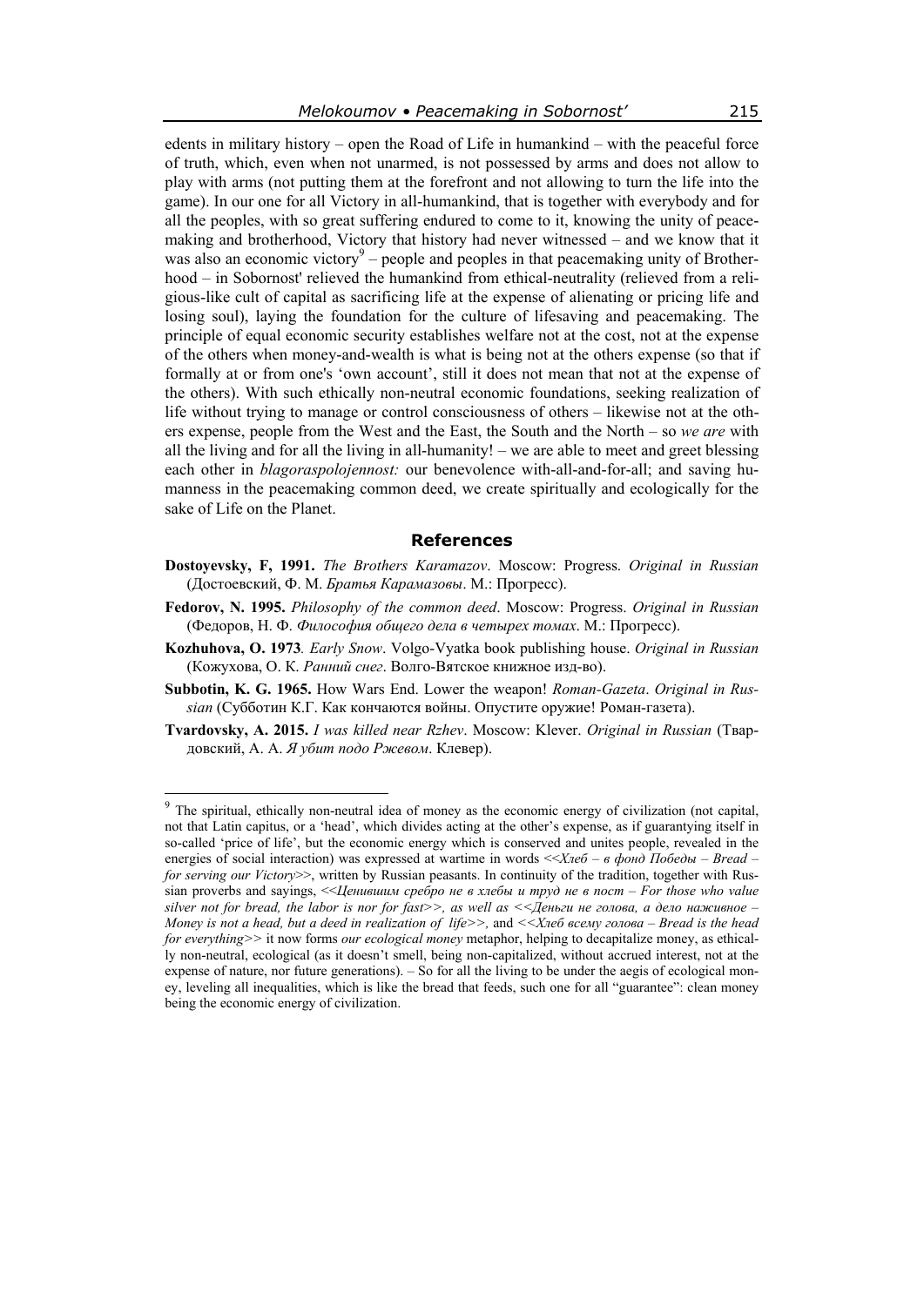edents in military history – open the Road of Life in humankind – with the peaceful force of truth, which, even when not unarmed, is not possessed by arms and does not allow to play with arms (not putting them at the forefront and not allowing to turn the life into the game). In our one for all Victory in all-humankind, that is together with everybody and for all the peoples, with so great suffering endured to come to it, knowing the unity of peacemaking and brotherhood, Victory that history had never witnessed – and we know that it was also an economic victory[9] – people and peoples in that peacemaking unity of Brotherhood – in Sobornost' relieved the humankind from ethical-neutrality (relieved from a religious-like cult of capital as sacrificing life at the expense of alienating or pricing life and losing soul), laying the foundation for the culture of lifesaving and peacemaking. The principle of equal economic security establishes welfare not at the cost, not at the expense of the others when money-and-wealth is what is being not at the others expense (so that if formally at or from one's 'own account', still it does not mean that not at the expense of the others). With such ethically non-neutral economic foundations, seeking realization of life without trying to manage or control consciousness of others – likewise not at the others expense, people from the West and the East, the South and the North – so *we are* with all the living and for all the living in all-humanity! – we are able to meet and greet blessing each other in *blagoraspolojennost:* our benevolence with-all-and-for-all; and saving humanness in the peacemaking common deed, we create spiritually and ecologically for the sake of Life on the Planet.

## References

**Dostoyevsky, F, 1991.** *The Brothers Karamazov*. Moscow: Progress. *Original in Russian* (Достоевский, Ф. М. *Братья Карамазовы*. М.: Прогресс).

**Fedorov, N. 1995.** *Philosophy of the common deed*. Moscow: Progress. *Original in Russian* (Федоров, Н. Ф. *Философия общего дела в четырех томах*. М.: Прогресс).

**Kozhuhova, O. 1973***. Early Snow*. Volgo-Vyatka book publishing house. *Original in Russian* (Кожухова, О. К. *Ранний снег*. Волго-Вятское книжное изд-во).

**Subbotin, K. G. 1965.** How Wars End. Lower the weapon! *Roman-Gazeta*. *Original in Russian* (Субботин К.Г. Как кончаются войны. Опустите оружие! Роман-газета).

**Tvardovsky, A. 2015.** *I was killed near Rzhev*. Moscow: Klever. *Original in Russian* (Твардовский, А. А. *Я убит подо Ржевом*. Клевер).

---

[9] The spiritual, ethically non-neutral idea of money as the economic energy of civilization (not capital, not that Latin capitus, or a 'head', which divides acting at the other's expense, as if guarantying itself in so-called 'price of life', but the economic energy which is conserved and unites people, revealed in the energies of social interaction) was expressed at wartime in words <<*Хлеб – в фонд Победы – Bread – for serving our Victory*>>, written by Russian peasants. In continuity of the tradition, together with Russian proverbs and sayings, <<*Ценившим сребро не в хлебы и труд не в пост – For those who value silver not for bread, the labor is nor for fast*>>, *as well as* <<*Деньги не голова, а дело наживное – Money is not a head, but a deed in realization of life*>>, and <<*Хлеб всему голова – Bread is the head for everything*>> it now forms *our ecological money* metaphor, helping to decapitalize money, as ethically non-neutral, ecological (as it doesn't smell, being non-capitalized, without accrued interest, not at the expense of nature, nor future generations). – So for all the living to be under the aegis of ecological money, leveling all inequalities, which is like the bread that feeds, such one for all "guarantee": clean money being the economic energy of civilization.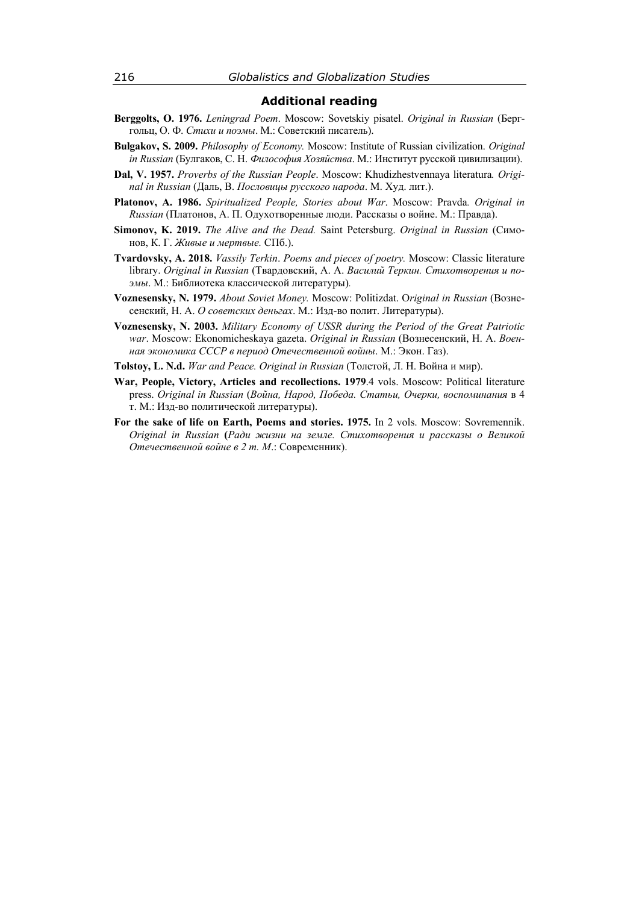### Additional reading

**Berggolts, O. 1976.** *Leningrad Poem*. Moscow: Sovetskiy pisatel. *Original in Russian* (Берггольц, О. Ф. *Стихи и поэмы*. М.: Советский писатель).

**Bulgakov, S. 2009.** *Philosophy of Economy.* Moscow: Institute of Russian civilization. *Original in Russian* (Булгаков, С. Н. *Философия Хозяйства*. М.: Институт русской цивилизации).

**Dal, V. 1957.** *Proverbs of the Russian People*. Moscow: Khudizhestvennaya literatura*. Original in Russian* (Даль, В. *Пословицы русского народа*. М. Худ. лит.).

**Platonov, A. 1986.** *Spiritualized People, Stories about War*. Moscow: Pravda*. Original in Russian* (Платонов, А. П. Одухотворенные люди. Рассказы о войне. М.: Правда).

**Simonov, K. 2019.** *The Alive and the Dead.* Saint Petersburg. *Original in Russian* (Симонов, К. Г. *Живые и мертвые.* СПб.).

**Tvardovsky, A. 2018.** *Vassily Terkin*. *Poems and pieces of poetry.* Moscow: Classic literature library. *Original in Russian* (Твардовский, А. А. *Василий Теркин. Стихотворения и поэмы*. М.: Библиотека классической литературы)*.*

**Voznesensky, N. 1979.** *About Soviet Money.* Moscow: Politizdat. O*riginal in Russian* (Вознесенский, Н. А. *О советских деньгах*. М.: Изд-во полит. Литературы).

**Voznesensky, N. 2003.** *Military Economy of USSR during the Period of the Great Patriotic war*. Moscow: Ekonomicheskaya gazeta. *Original in Russian* (Вознесенский, Н. А. *Военная экономика СССР в период Отечественной войны*. М.: Экон. Газ).

**Tolstoy, L. N.d.** *War and Peace. Original in Russian* (Толстой, Л. Н. Война и мир).

**War, People, Victory, Articles and recollections. 1979**.4 vols. Moscow: Political literature press. *Original in Russian* (*Война, Народ, Победа. Статьи, Очерки, воспоминания* в 4 т. М.: Изд-во политической литературы).

**For the sake of life on Earth, Poems and stories. 1975.** In 2 vols. Moscow: Sovremennik. *Original in Russian* **(***Ради жизни на земле. Стихотворения и рассказы о Великой Отечественной войне в 2 т. М*.: Современник).